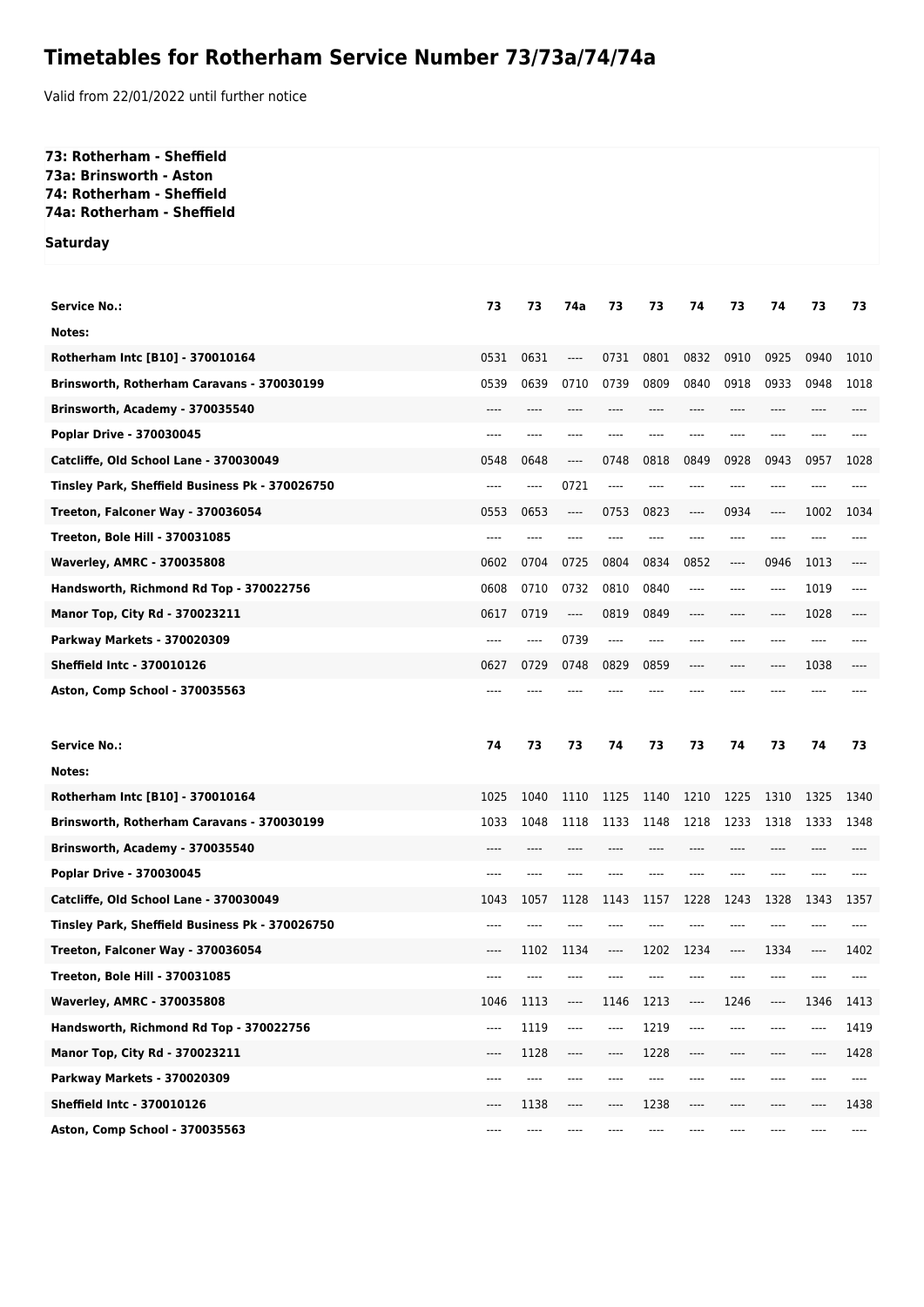# Timetables for Rotherham Service Number 73/73a/74/74a

Valid from 22/01/2022 until further notice

**73: Rotherham - Sheffield**
**73a: Brinsworth - Aston**
**74: Rotherham - Sheffield**
**74a: Rotherham - Sheffield**

**Saturday**

| Service No.: | 73 | 73 | 74a | 73 | 73 | 74 | 73 | 74 | 73 | 73 |
|---|---|---|---|---|---|---|---|---|---|---|
| Notes: | | | | | | | | | | |
| Rotherham Intc [B10] - 370010164 | 0531 | 0631 | ---- | 0731 | 0801 | 0832 | 0910 | 0925 | 0940 | 1010 |
| Brinsworth, Rotherham Caravans - 370030199 | 0539 | 0639 | 0710 | 0739 | 0809 | 0840 | 0918 | 0933 | 0948 | 1018 |
| Brinsworth, Academy - 370035540 | ---- | ---- | ---- | ---- | ---- | ---- | ---- | ---- | ---- | ---- |
| Poplar Drive - 370030045 | ---- | ---- | ---- | ---- | ---- | ---- | ---- | ---- | ---- | ---- |
| Catcliffe, Old School Lane - 370030049 | 0548 | 0648 | ---- | 0748 | 0818 | 0849 | 0928 | 0943 | 0957 | 1028 |
| Tinsley Park, Sheffield Business Pk - 370026750 | ---- | ---- | 0721 | ---- | ---- | ---- | ---- | ---- | ---- | ---- |
| Treeton, Falconer Way - 370036054 | 0553 | 0653 | ---- | 0753 | 0823 | ---- | 0934 | ---- | 1002 | 1034 |
| Treeton, Bole Hill - 370031085 | ---- | ---- | ---- | ---- | ---- | ---- | ---- | ---- | ---- | ---- |
| Waverley, AMRC - 370035808 | 0602 | 0704 | 0725 | 0804 | 0834 | 0852 | ---- | 0946 | 1013 | ---- |
| Handsworth, Richmond Rd Top - 370022756 | 0608 | 0710 | 0732 | 0810 | 0840 | ---- | ---- | ---- | 1019 | ---- |
| Manor Top, City Rd - 370023211 | 0617 | 0719 | ---- | 0819 | 0849 | ---- | ---- | ---- | 1028 | ---- |
| Parkway Markets - 370020309 | ---- | ---- | 0739 | ---- | ---- | ---- | ---- | ---- | ---- | ---- |
| Sheffield Intc - 370010126 | 0627 | 0729 | 0748 | 0829 | 0859 | ---- | ---- | ---- | 1038 | ---- |
| Aston, Comp School - 370035563 | ---- | ---- | ---- | ---- | ---- | ---- | ---- | ---- | ---- | ---- |

| Service No.: | 74 | 73 | 73 | 74 | 73 | 73 | 74 | 73 | 74 | 73 |
|---|---|---|---|---|---|---|---|---|---|---|
| Notes: | | | | | | | | | | |
| Rotherham Intc [B10] - 370010164 | 1025 | 1040 | 1110 | 1125 | 1140 | 1210 | 1225 | 1310 | 1325 | 1340 |
| Brinsworth, Rotherham Caravans - 370030199 | 1033 | 1048 | 1118 | 1133 | 1148 | 1218 | 1233 | 1318 | 1333 | 1348 |
| Brinsworth, Academy - 370035540 | ---- | ---- | ---- | ---- | ---- | ---- | ---- | ---- | ---- | ---- |
| Poplar Drive - 370030045 | ---- | ---- | ---- | ---- | ---- | ---- | ---- | ---- | ---- | ---- |
| Catcliffe, Old School Lane - 370030049 | 1043 | 1057 | 1128 | 1143 | 1157 | 1228 | 1243 | 1328 | 1343 | 1357 |
| Tinsley Park, Sheffield Business Pk - 370026750 | ---- | ---- | ---- | ---- | ---- | ---- | ---- | ---- | ---- | ---- |
| Treeton, Falconer Way - 370036054 | ---- | 1102 | 1134 | ---- | 1202 | 1234 | ---- | 1334 | ---- | 1402 |
| Treeton, Bole Hill - 370031085 | ---- | ---- | ---- | ---- | ---- | ---- | ---- | ---- | ---- | ---- |
| Waverley, AMRC - 370035808 | 1046 | 1113 | ---- | 1146 | 1213 | ---- | 1246 | ---- | 1346 | 1413 |
| Handsworth, Richmond Rd Top - 370022756 | ---- | 1119 | ---- | ---- | 1219 | ---- | ---- | ---- | ---- | 1419 |
| Manor Top, City Rd - 370023211 | ---- | 1128 | ---- | ---- | 1228 | ---- | ---- | ---- | ---- | 1428 |
| Parkway Markets - 370020309 | ---- | ---- | ---- | ---- | ---- | ---- | ---- | ---- | ---- | ---- |
| Sheffield Intc - 370010126 | ---- | 1138 | ---- | ---- | 1238 | ---- | ---- | ---- | ---- | 1438 |
| Aston, Comp School - 370035563 | ---- | ---- | ---- | ---- | ---- | ---- | ---- | ---- | ---- | ---- |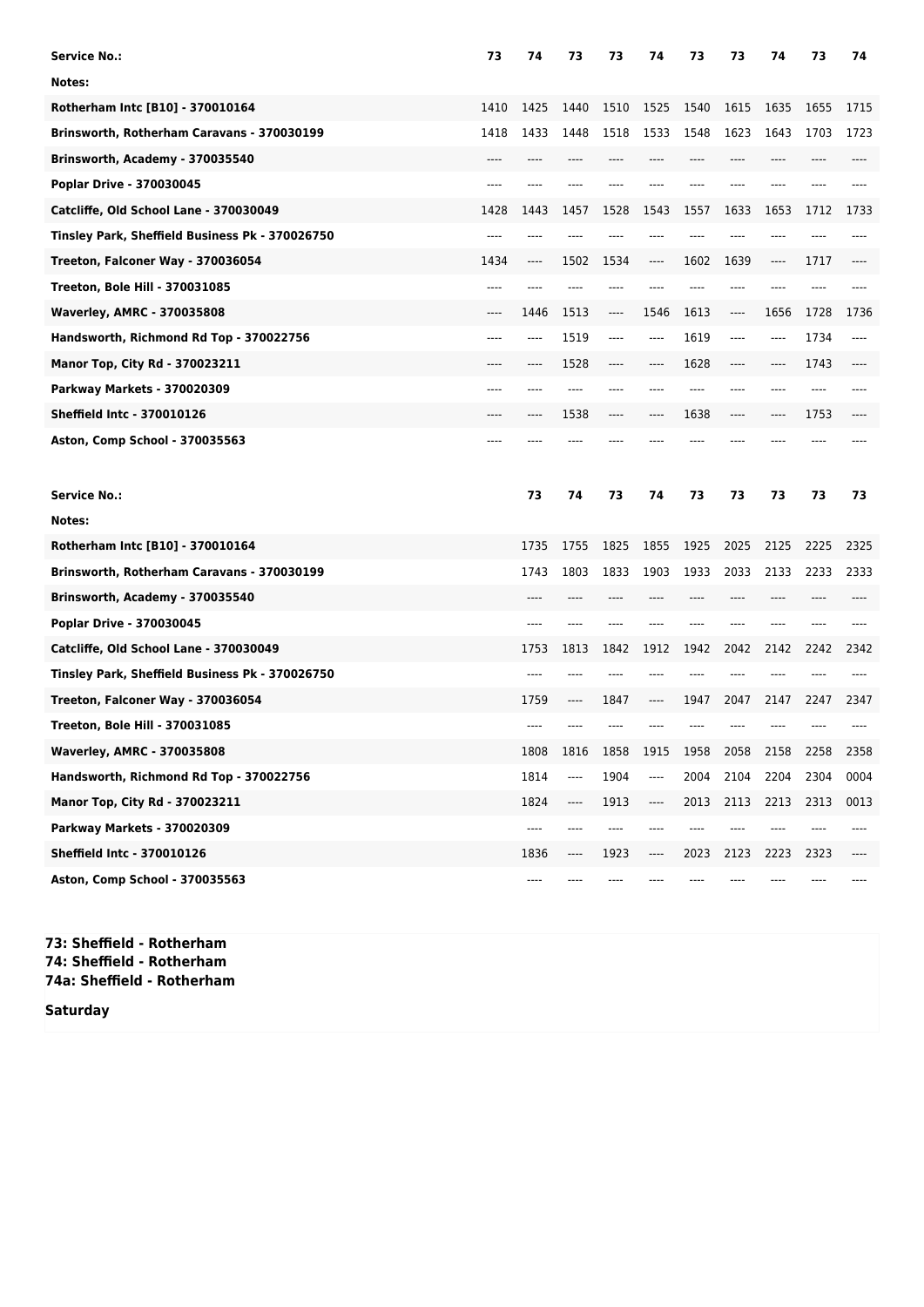| Service No.: | 73 | 74 | 73 | 73 | 74 | 73 | 73 | 74 | 73 | 74 |
|---|---|---|---|---|---|---|---|---|---|---|
| Notes: | | | | | | | | | | |
| Rotherham Intc [B10] - 370010164 | 1410 | 1425 | 1440 | 1510 | 1525 | 1540 | 1615 | 1635 | 1655 | 1715 |
| Brinsworth, Rotherham Caravans - 370030199 | 1418 | 1433 | 1448 | 1518 | 1533 | 1548 | 1623 | 1643 | 1703 | 1723 |
| Brinsworth, Academy - 370035540 | ---- | ---- | ---- | ---- | ---- | ---- | ---- | ---- | ---- | ---- |
| Poplar Drive - 370030045 | ---- | ---- | ---- | ---- | ---- | ---- | ---- | ---- | ---- | ---- |
| Catcliffe, Old School Lane - 370030049 | 1428 | 1443 | 1457 | 1528 | 1543 | 1557 | 1633 | 1653 | 1712 | 1733 |
| Tinsley Park, Sheffield Business Pk - 370026750 | ---- | ---- | ---- | ---- | ---- | ---- | ---- | ---- | ---- | ---- |
| Treeton, Falconer Way - 370036054 | 1434 | ---- | 1502 | 1534 | ---- | 1602 | 1639 | ---- | 1717 | ---- |
| Treeton, Bole Hill - 370031085 | ---- | ---- | ---- | ---- | ---- | ---- | ---- | ---- | ---- | ---- |
| Waverley, AMRC - 370035808 | ---- | 1446 | 1513 | ---- | 1546 | 1613 | ---- | 1656 | 1728 | 1736 |
| Handsworth, Richmond Rd Top - 370022756 | ---- | ---- | 1519 | ---- | ---- | 1619 | ---- | ---- | 1734 | ---- |
| Manor Top, City Rd - 370023211 | ---- | ---- | 1528 | ---- | ---- | 1628 | ---- | ---- | 1743 | ---- |
| Parkway Markets - 370020309 | ---- | ---- | ---- | ---- | ---- | ---- | ---- | ---- | ---- | ---- |
| Sheffield Intc - 370010126 | ---- | ---- | 1538 | ---- | ---- | 1638 | ---- | ---- | 1753 | ---- |
| Aston, Comp School - 370035563 | ---- | ---- | ---- | ---- | ---- | ---- | ---- | ---- | ---- | ---- |

| Service No.: | 73 | 74 | 73 | 74 | 73 | 73 | 73 | 73 | 73 |
|---|---|---|---|---|---|---|---|---|---|
| Notes: | | | | | | | | | |
| Rotherham Intc [B10] - 370010164 | 1735 | 1755 | 1825 | 1855 | 1925 | 2025 | 2125 | 2225 | 2325 |
| Brinsworth, Rotherham Caravans - 370030199 | 1743 | 1803 | 1833 | 1903 | 1933 | 2033 | 2133 | 2233 | 2333 |
| Brinsworth, Academy - 370035540 | ---- | ---- | ---- | ---- | ---- | ---- | ---- | ---- | ---- |
| Poplar Drive - 370030045 | ---- | ---- | ---- | ---- | ---- | ---- | ---- | ---- | ---- |
| Catcliffe, Old School Lane - 370030049 | 1753 | 1813 | 1842 | 1912 | 1942 | 2042 | 2142 | 2242 | 2342 |
| Tinsley Park, Sheffield Business Pk - 370026750 | ---- | ---- | ---- | ---- | ---- | ---- | ---- | ---- | ---- |
| Treeton, Falconer Way - 370036054 | 1759 | ---- | 1847 | ---- | 1947 | 2047 | 2147 | 2247 | 2347 |
| Treeton, Bole Hill - 370031085 | ---- | ---- | ---- | ---- | ---- | ---- | ---- | ---- | ---- |
| Waverley, AMRC - 370035808 | 1808 | 1816 | 1858 | 1915 | 1958 | 2058 | 2158 | 2258 | 2358 |
| Handsworth, Richmond Rd Top - 370022756 | 1814 | ---- | 1904 | ---- | 2004 | 2104 | 2204 | 2304 | 0004 |
| Manor Top, City Rd - 370023211 | 1824 | ---- | 1913 | ---- | 2013 | 2113 | 2213 | 2313 | 0013 |
| Parkway Markets - 370020309 | ---- | ---- | ---- | ---- | ---- | ---- | ---- | ---- | ---- |
| Sheffield Intc - 370010126 | 1836 | ---- | 1923 | ---- | 2023 | 2123 | 2223 | 2323 | ---- |
| Aston, Comp School - 370035563 | ---- | ---- | ---- | ---- | ---- | ---- | ---- | ---- | ---- |

**73: Sheffield - Rotherham**
**74: Sheffield - Rotherham**
**74a: Sheffield - Rotherham**

**Saturday**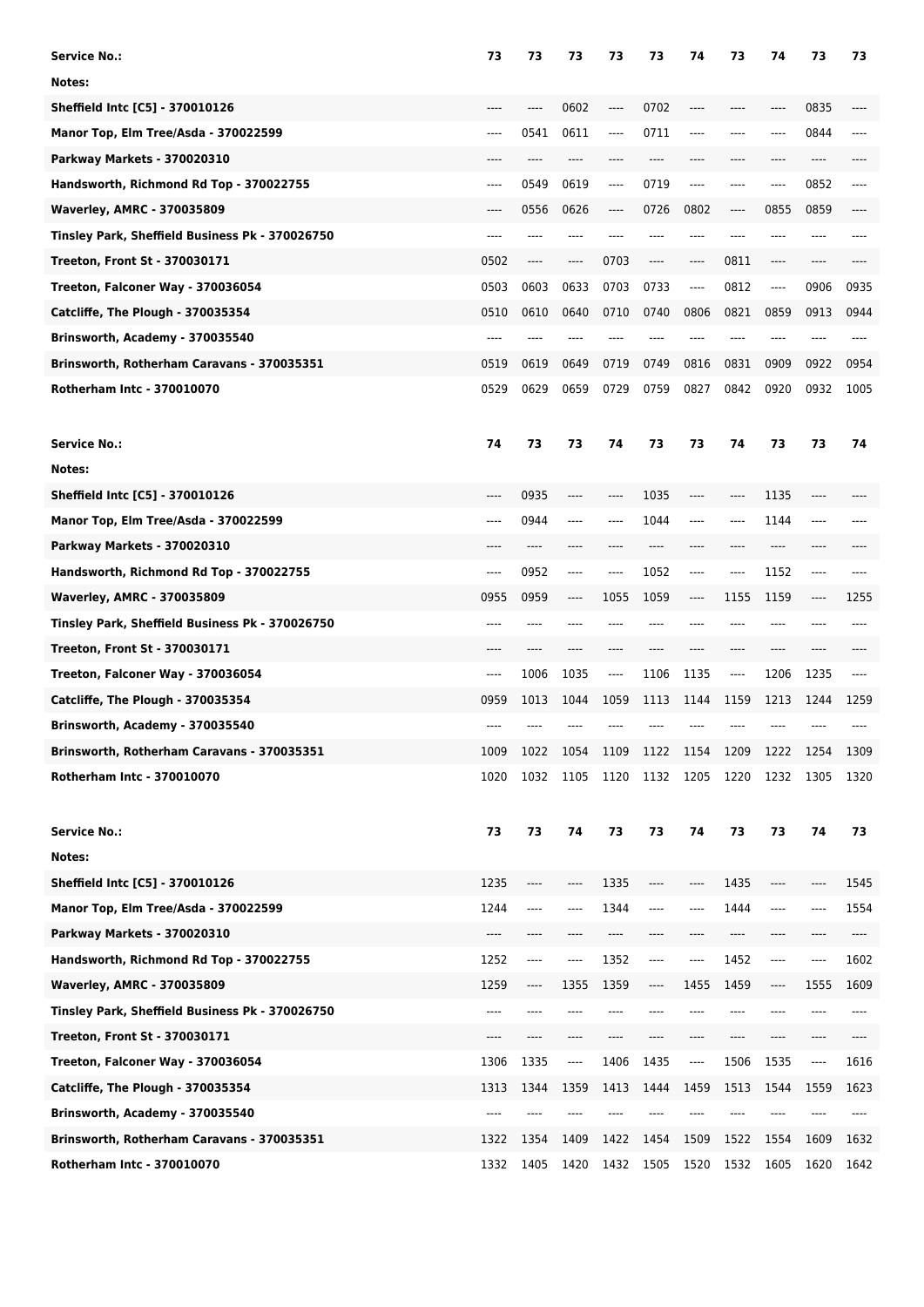| Service No.: | 73 | 73 | 73 | 73 | 73 | 74 | 73 | 74 | 73 | 73 |
|---|---|---|---|---|---|---|---|---|---|---|
| Notes: | | | | | | | | | | |
| Sheffield Intc [C5] - 370010126 | ---- | ---- | 0602 | ---- | 0702 | ---- | ---- | ---- | 0835 | ---- |
| Manor Top, Elm Tree/Asda - 370022599 | ---- | 0541 | 0611 | ---- | 0711 | ---- | ---- | ---- | 0844 | ---- |
| Parkway Markets - 370020310 | ---- | ---- | ---- | ---- | ---- | ---- | ---- | ---- | ---- | ---- |
| Handsworth, Richmond Rd Top - 370022755 | ---- | 0549 | 0619 | ---- | 0719 | ---- | ---- | ---- | 0852 | ---- |
| Waverley, AMRC - 370035809 | ---- | 0556 | 0626 | ---- | 0726 | 0802 | ---- | 0855 | 0859 | ---- |
| Tinsley Park, Sheffield Business Pk - 370026750 | ---- | ---- | ---- | ---- | ---- | ---- | ---- | ---- | ---- | ---- |
| Treeton, Front St - 370030171 | 0502 | ---- | ---- | 0703 | ---- | ---- | 0811 | ---- | ---- | ---- |
| Treeton, Falconer Way - 370036054 | 0503 | 0603 | 0633 | 0703 | 0733 | ---- | 0812 | ---- | 0906 | 0935 |
| Catcliffe, The Plough - 370035354 | 0510 | 0610 | 0640 | 0710 | 0740 | 0806 | 0821 | 0859 | 0913 | 0944 |
| Brinsworth, Academy - 370035540 | ---- | ---- | ---- | ---- | ---- | ---- | ---- | ---- | ---- | ---- |
| Brinsworth, Rotherham Caravans - 370035351 | 0519 | 0619 | 0649 | 0719 | 0749 | 0816 | 0831 | 0909 | 0922 | 0954 |
| Rotherham Intc - 370010070 | 0529 | 0629 | 0659 | 0729 | 0759 | 0827 | 0842 | 0920 | 0932 | 1005 |

| Service No.: | 74 | 73 | 73 | 74 | 73 | 73 | 74 | 73 | 73 | 74 |
|---|---|---|---|---|---|---|---|---|---|---|
| Notes: | | | | | | | | | | |
| Sheffield Intc [C5] - 370010126 | ---- | 0935 | ---- | ---- | 1035 | ---- | ---- | 1135 | ---- | ---- |
| Manor Top, Elm Tree/Asda - 370022599 | ---- | 0944 | ---- | ---- | 1044 | ---- | ---- | 1144 | ---- | ---- |
| Parkway Markets - 370020310 | ---- | ---- | ---- | ---- | ---- | ---- | ---- | ---- | ---- | ---- |
| Handsworth, Richmond Rd Top - 370022755 | ---- | 0952 | ---- | ---- | 1052 | ---- | ---- | 1152 | ---- | ---- |
| Waverley, AMRC - 370035809 | 0955 | 0959 | ---- | 1055 | 1059 | ---- | 1155 | 1159 | ---- | 1255 |
| Tinsley Park, Sheffield Business Pk - 370026750 | ---- | ---- | ---- | ---- | ---- | ---- | ---- | ---- | ---- | ---- |
| Treeton, Front St - 370030171 | ---- | ---- | ---- | ---- | ---- | ---- | ---- | ---- | ---- | ---- |
| Treeton, Falconer Way - 370036054 | ---- | 1006 | 1035 | ---- | 1106 | 1135 | ---- | 1206 | 1235 | ---- |
| Catcliffe, The Plough - 370035354 | 0959 | 1013 | 1044 | 1059 | 1113 | 1144 | 1159 | 1213 | 1244 | 1259 |
| Brinsworth, Academy - 370035540 | ---- | ---- | ---- | ---- | ---- | ---- | ---- | ---- | ---- | ---- |
| Brinsworth, Rotherham Caravans - 370035351 | 1009 | 1022 | 1054 | 1109 | 1122 | 1154 | 1209 | 1222 | 1254 | 1309 |
| Rotherham Intc - 370010070 | 1020 | 1032 | 1105 | 1120 | 1132 | 1205 | 1220 | 1232 | 1305 | 1320 |

| Service No.: | 73 | 73 | 74 | 73 | 73 | 74 | 73 | 73 | 74 | 73 |
|---|---|---|---|---|---|---|---|---|---|---|
| Notes: | | | | | | | | | | |
| Sheffield Intc [C5] - 370010126 | 1235 | ---- | ---- | 1335 | ---- | ---- | 1435 | ---- | ---- | 1545 |
| Manor Top, Elm Tree/Asda - 370022599 | 1244 | ---- | ---- | 1344 | ---- | ---- | 1444 | ---- | ---- | 1554 |
| Parkway Markets - 370020310 | ---- | ---- | ---- | ---- | ---- | ---- | ---- | ---- | ---- | ---- |
| Handsworth, Richmond Rd Top - 370022755 | 1252 | ---- | ---- | 1352 | ---- | ---- | 1452 | ---- | ---- | 1602 |
| Waverley, AMRC - 370035809 | 1259 | ---- | 1355 | 1359 | ---- | 1455 | 1459 | ---- | 1555 | 1609 |
| Tinsley Park, Sheffield Business Pk - 370026750 | ---- | ---- | ---- | ---- | ---- | ---- | ---- | ---- | ---- | ---- |
| Treeton, Front St - 370030171 | ---- | ---- | ---- | ---- | ---- | ---- | ---- | ---- | ---- | ---- |
| Treeton, Falconer Way - 370036054 | 1306 | 1335 | ---- | 1406 | 1435 | ---- | 1506 | 1535 | ---- | 1616 |
| Catcliffe, The Plough - 370035354 | 1313 | 1344 | 1359 | 1413 | 1444 | 1459 | 1513 | 1544 | 1559 | 1623 |
| Brinsworth, Academy - 370035540 | ---- | ---- | ---- | ---- | ---- | ---- | ---- | ---- | ---- | ---- |
| Brinsworth, Rotherham Caravans - 370035351 | 1322 | 1354 | 1409 | 1422 | 1454 | 1509 | 1522 | 1554 | 1609 | 1632 |
| Rotherham Intc - 370010070 | 1332 | 1405 | 1420 | 1432 | 1505 | 1520 | 1532 | 1605 | 1620 | 1642 |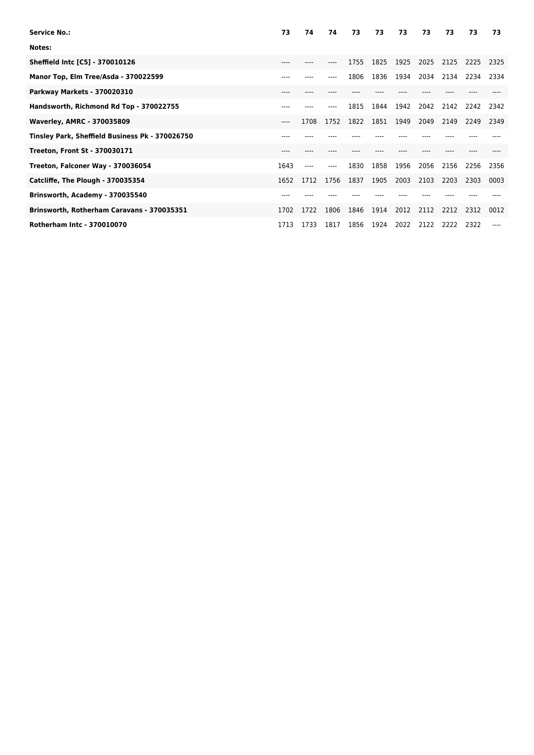| Service No.: | 73 | 74 | 74 | 73 | 73 | 73 | 73 | 73 | 73 | 73 |
|---|---|---|---|---|---|---|---|---|---|---|
| Notes: | | | | | | | | | | |
| Sheffield Intc [C5] - 370010126 | ---- | ---- | ---- | 1755 | 1825 | 1925 | 2025 | 2125 | 2225 | 2325 |
| Manor Top, Elm Tree/Asda - 370022599 | ---- | ---- | ---- | 1806 | 1836 | 1934 | 2034 | 2134 | 2234 | 2334 |
| Parkway Markets - 370020310 | ---- | ---- | ---- | ---- | ---- | ---- | ---- | ---- | ---- | ---- |
| Handsworth, Richmond Rd Top - 370022755 | ---- | ---- | ---- | 1815 | 1844 | 1942 | 2042 | 2142 | 2242 | 2342 |
| Waverley, AMRC - 370035809 | ---- | 1708 | 1752 | 1822 | 1851 | 1949 | 2049 | 2149 | 2249 | 2349 |
| Tinsley Park, Sheffield Business Pk - 370026750 | ---- | ---- | ---- | ---- | ---- | ---- | ---- | ---- | ---- | ---- |
| Treeton, Front St - 370030171 | ---- | ---- | ---- | ---- | ---- | ---- | ---- | ---- | ---- | ---- |
| Treeton, Falconer Way - 370036054 | 1643 | ---- | ---- | 1830 | 1858 | 1956 | 2056 | 2156 | 2256 | 2356 |
| Catcliffe, The Plough - 370035354 | 1652 | 1712 | 1756 | 1837 | 1905 | 2003 | 2103 | 2203 | 2303 | 0003 |
| Brinsworth, Academy - 370035540 | ---- | ---- | ---- | ---- | ---- | ---- | ---- | ---- | ---- | ---- |
| Brinsworth, Rotherham Caravans - 370035351 | 1702 | 1722 | 1806 | 1846 | 1914 | 2012 | 2112 | 2212 | 2312 | 0012 |
| Rotherham Intc - 370010070 | 1713 | 1733 | 1817 | 1856 | 1924 | 2022 | 2122 | 2222 | 2322 | ---- |